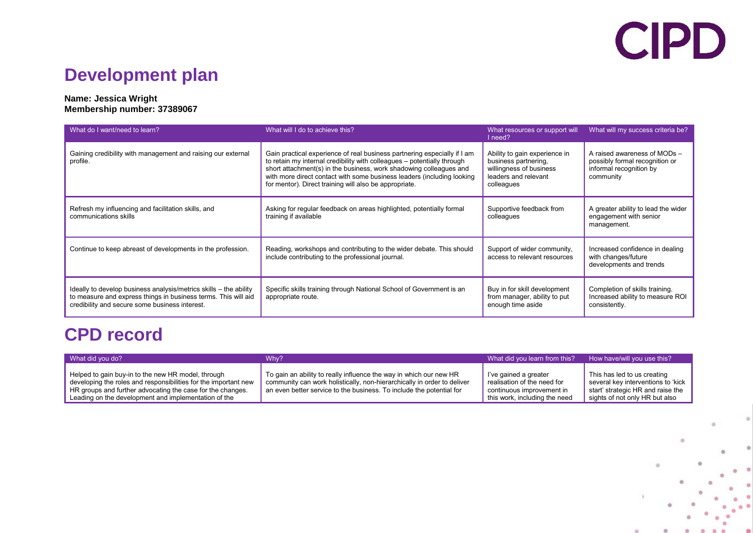# Development plan

**Name: Jessica Wright**
**Membership number: 37389067**

| What do I want/need to learn? | What will I do to achieve this? | What resources or support will I need? | What will my success criteria be? |
|---|---|---|---|
| Gaining credibility with management and raising our external profile. | Gain practical experience of real business partnering especially if I am to retain my internal credibility with colleagues – potentially through short attachment(s) in the business, work shadowing colleagues and with more direct contact with some business leaders (including looking for mentor). Direct training will also be appropriate. | Ability to gain experience in business partnering, willingness of business leaders and relevant colleagues | A raised awareness of MODs – possibly formal recognition or informal recognition by community |
| Refresh my influencing and facilitation skills, and communications skills | Asking for regular feedback on areas highlighted, potentially formal training if available | Supportive feedback from colleagues | A greater ability to lead the wider engagement with senior management. |
| Continue to keep abreast of developments in the profession. | Reading, workshops and contributing to the wider debate. This should include contributing to the professional journal. | Support of wider community, access to relevant resources | Increased confidence in dealing with changes/future developments and trends |
| Ideally to develop business analysis/metrics skills – the ability to measure and express things in business terms. This will aid credibility and secure some business interest. | Specific skills training through National School of Government is an appropriate route. | Buy in for skill development from manager, ability to put enough time aside | Completion of skills training. Increased ability to measure ROI consistently. |

# CPD record

| What did you do? | Why? | What did you learn from this? | How have/will you use this? |
|---|---|---|---|
| Helped to gain buy-in to the new HR model, through developing the roles and responsibilities for the important new HR groups and further advocating the case for the changes. Leading on the development and implementation of the | To gain an ability to really influence the way in which our new HR community can work holistically, non-hierarchically in order to deliver an even better service to the business. To include the potential for | I've gained a greater realisation of the need for continuous improvement in this work, including the need | This has led to us creating several key interventions to 'kick start' strategic HR and raise the sights of not only HR but also |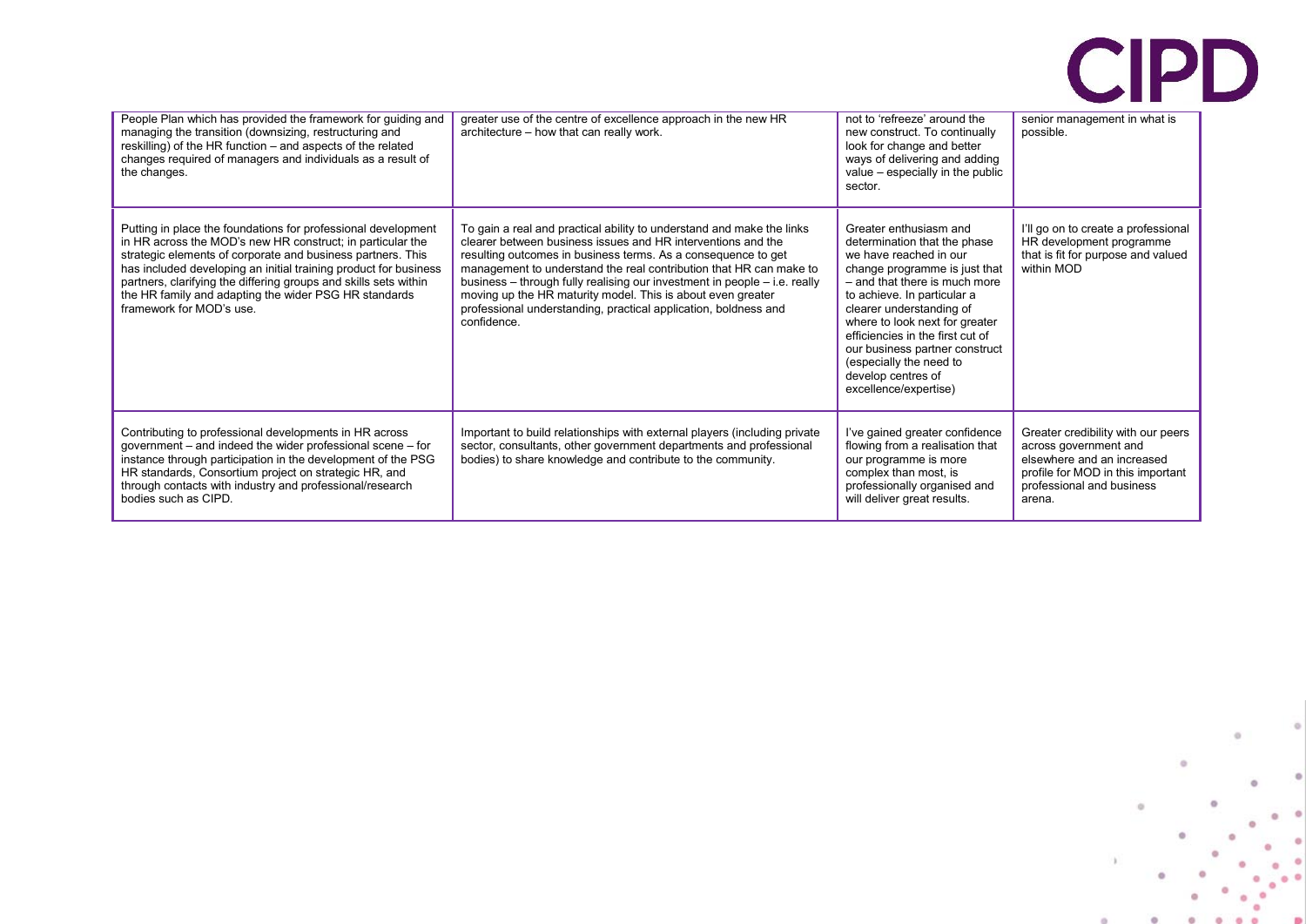| | | | |
|---|---|---|---|
| People Plan which has provided the framework for guiding and managing the transition (downsizing, restructuring and reskilling) of the HR function – and aspects of the related changes required of managers and individuals as a result of the changes. | greater use of the centre of excellence approach in the new HR architecture – how that can really work. | not to 'refreeze' around the new construct. To continually look for change and better ways of delivering and adding value – especially in the public sector. | senior management in what is possible. |
| Putting in place the foundations for professional development in HR across the MOD's new HR construct; in particular the strategic elements of corporate and business partners. This has included developing an initial training product for business partners, clarifying the differing groups and skills sets within the HR family and adapting the wider PSG HR standards framework for MOD's use. | To gain a real and practical ability to understand and make the links clearer between business issues and HR interventions and the resulting outcomes in business terms. As a consequence to get management to understand the real contribution that HR can make to business – through fully realising our investment in people – i.e. really moving up the HR maturity model. This is about even greater professional understanding, practical application, boldness and confidence. | Greater enthusiasm and determination that the phase we have reached in our change programme is just that – and that there is much more to achieve. In particular a clearer understanding of where to look next for greater efficiencies in the first cut of our business partner construct (especially the need to develop centres of excellence/expertise) | I'll go on to create a professional HR development programme that is fit for purpose and valued within MOD |
| Contributing to professional developments in HR across government – and indeed the wider professional scene – for instance through participation in the development of the PSG HR standards, Consortium project on strategic HR, and through contacts with industry and professional/research bodies such as CIPD. | Important to build relationships with external players (including private sector, consultants, other government departments and professional bodies) to share knowledge and contribute to the community. | I've gained greater confidence flowing from a realisation that our programme is more complex than most, is professionally organised and will deliver great results. | Greater credibility with our peers across government and elsewhere and an increased profile for MOD in this important professional and business arena. |